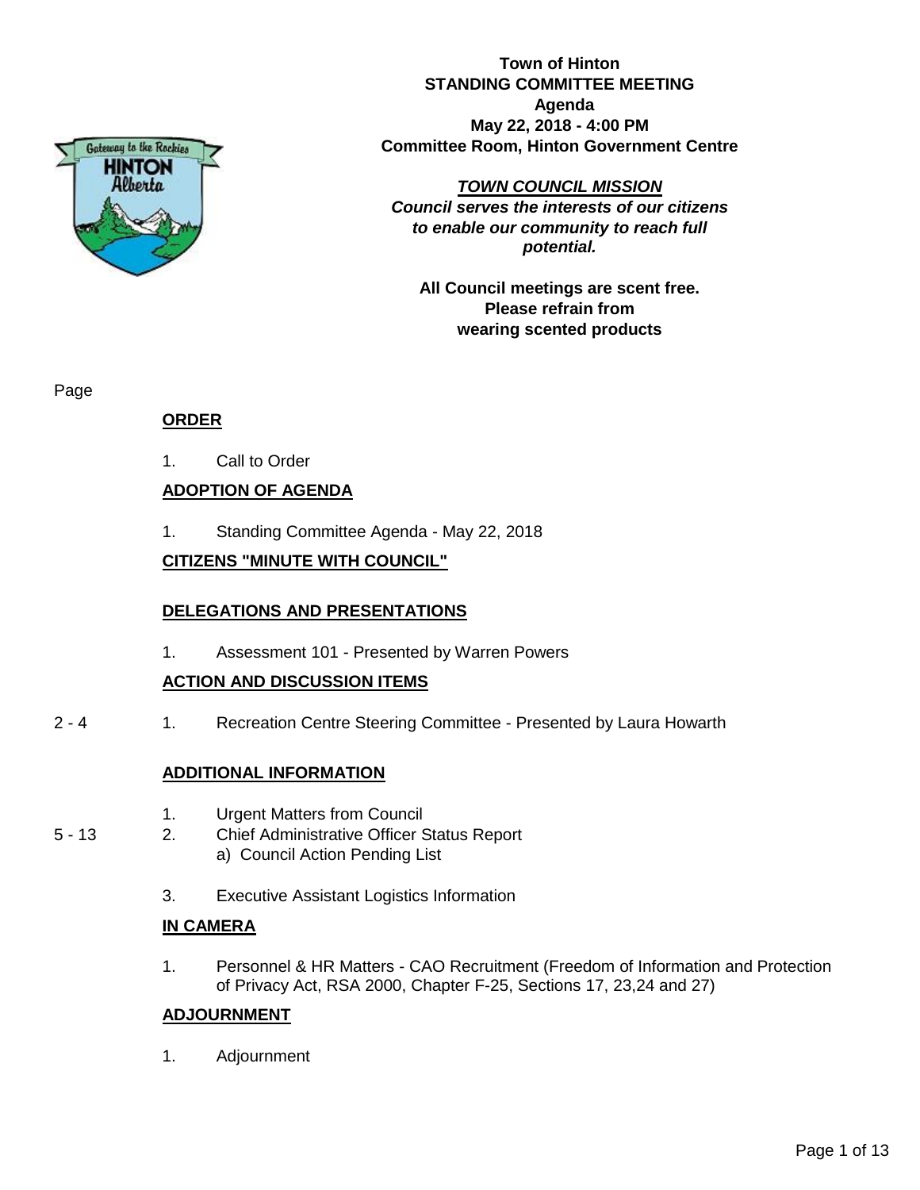**Town of Hinton**
**STANDING COMMITTEE MEETING**
**Agenda**
**May 22, 2018 - 4:00 PM**
**Committee Room, Hinton Government Centre**

***TOWN COUNCIL MISSION***
***Council serves the interests of our citizens to enable our community to reach full potential.***

**All Council meetings are scent free. Please refrain from wearing scented products**

Page

## ORDER

1. Call to Order

## ADOPTION OF AGENDA

1. Standing Committee Agenda - May 22, 2018

## CITIZENS "MINUTE WITH COUNCIL"

## DELEGATIONS AND PRESENTATIONS

1. Assessment 101 - Presented by Warren Powers

## ACTION AND DISCUSSION ITEMS

2 - 4 1. Recreation Centre Steering Committee - Presented by Laura Howarth

## ADDITIONAL INFORMATION

1. Urgent Matters from Council

5 - 13 2. Chief Administrative Officer Status Report
   a) Council Action Pending List

3. Executive Assistant Logistics Information

## IN CAMERA

1. Personnel & HR Matters - CAO Recruitment (Freedom of Information and Protection of Privacy Act, RSA 2000, Chapter F-25, Sections 17, 23,24 and 27)

## ADJOURNMENT

1. Adjournment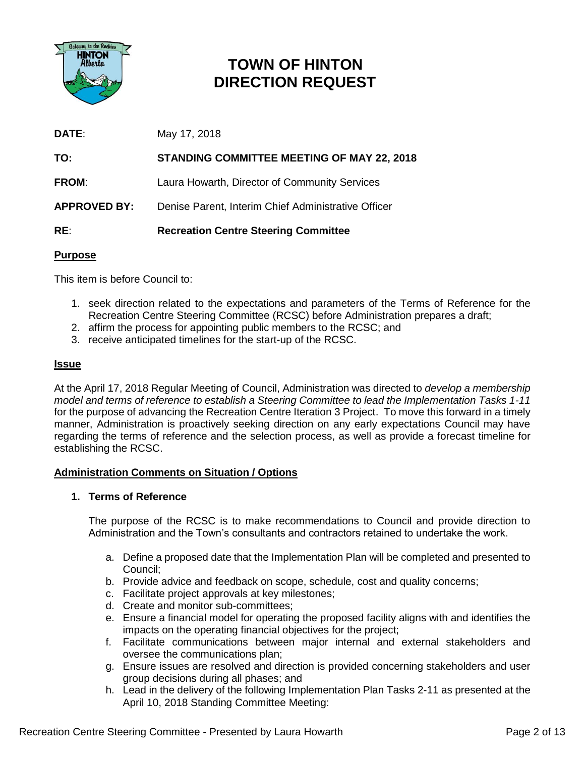# TOWN OF HINTON
# DIRECTION REQUEST

**DATE**: May 17, 2018

**TO:** **STANDING COMMITTEE MEETING OF MAY 22, 2018**

**FROM**: Laura Howarth, Director of Community Services

**APPROVED BY:** Denise Parent, Interim Chief Administrative Officer

**RE**: **Recreation Centre Steering Committee**

## Purpose

This item is before Council to:

1. seek direction related to the expectations and parameters of the Terms of Reference for the Recreation Centre Steering Committee (RCSC) before Administration prepares a draft;
2. affirm the process for appointing public members to the RCSC; and
3. receive anticipated timelines for the start-up of the RCSC.

## Issue

At the April 17, 2018 Regular Meeting of Council, Administration was directed to *develop a membership model and terms of reference to establish a Steering Committee to lead the Implementation Tasks 1-11* for the purpose of advancing the Recreation Centre Iteration 3 Project. To move this forward in a timely manner, Administration is proactively seeking direction on any early expectations Council may have regarding the terms of reference and the selection process, as well as provide a forecast timeline for establishing the RCSC.

## Administration Comments on Situation / Options

### 1. Terms of Reference

The purpose of the RCSC is to make recommendations to Council and provide direction to Administration and the Town's consultants and contractors retained to undertake the work.

a. Define a proposed date that the Implementation Plan will be completed and presented to Council;
b. Provide advice and feedback on scope, schedule, cost and quality concerns;
c. Facilitate project approvals at key milestones;
d. Create and monitor sub-committees;
e. Ensure a financial model for operating the proposed facility aligns with and identifies the impacts on the operating financial objectives for the project;
f. Facilitate communications between major internal and external stakeholders and oversee the communications plan;
g. Ensure issues are resolved and direction is provided concerning stakeholders and user group decisions during all phases; and
h. Lead in the delivery of the following Implementation Plan Tasks 2-11 as presented at the April 10, 2018 Standing Committee Meeting: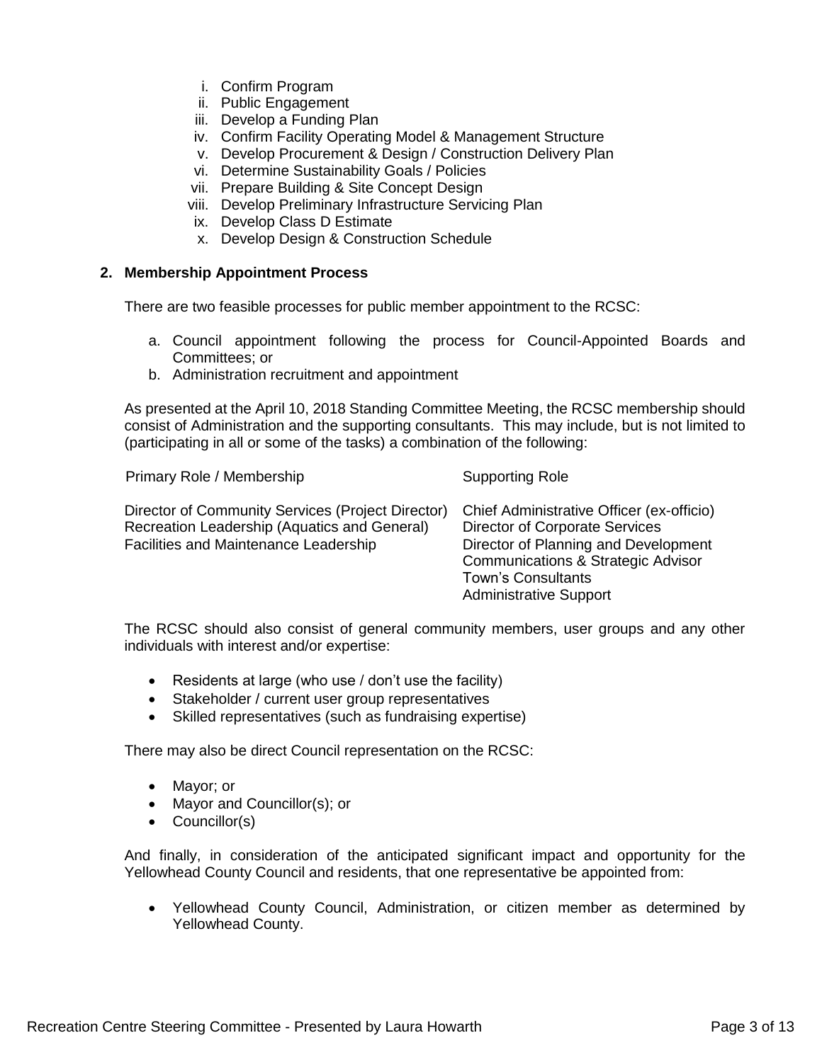i. Confirm Program
ii. Public Engagement
iii. Develop a Funding Plan
iv. Confirm Facility Operating Model & Management Structure
v. Develop Procurement & Design / Construction Delivery Plan
vi. Determine Sustainability Goals / Policies
vii. Prepare Building & Site Concept Design
viii. Develop Preliminary Infrastructure Servicing Plan
ix. Develop Class D Estimate
x. Develop Design & Construction Schedule

**2. Membership Appointment Process**

There are two feasible processes for public member appointment to the RCSC:

a. Council appointment following the process for Council-Appointed Boards and Committees; or
b. Administration recruitment and appointment

As presented at the April 10, 2018 Standing Committee Meeting, the RCSC membership should consist of Administration and the supporting consultants. This may include, but is not limited to (participating in all or some of the tasks) a combination of the following:

| Primary Role / Membership | Supporting Role |
|---|---|
| Director of Community Services (Project Director) | Chief Administrative Officer (ex-officio) |
| Recreation Leadership (Aquatics and General) | Director of Corporate Services |
| Facilities and Maintenance Leadership | Director of Planning and Development |
| | Communications & Strategic Advisor |
| | Town's Consultants |
| | Administrative Support |

The RCSC should also consist of general community members, user groups and any other individuals with interest and/or expertise:

- Residents at large (who use / don't use the facility)
- Stakeholder / current user group representatives
- Skilled representatives (such as fundraising expertise)

There may also be direct Council representation on the RCSC:

- Mayor; or
- Mayor and Councillor(s); or
- Councillor(s)

And finally, in consideration of the anticipated significant impact and opportunity for the Yellowhead County Council and residents, that one representative be appointed from:

- Yellowhead County Council, Administration, or citizen member as determined by Yellowhead County.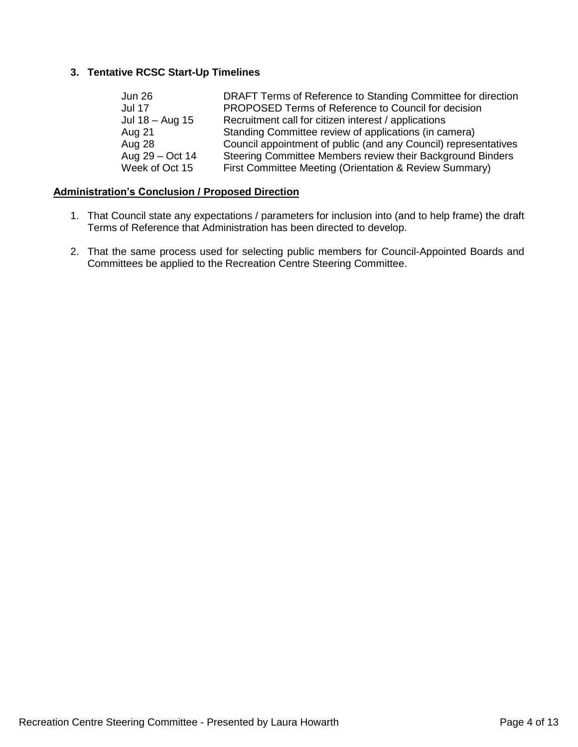### 3. Tentative RCSC Start-Up Timelines

| | |
|---|---|
| Jun 26 | DRAFT Terms of Reference to Standing Committee for direction |
| Jul 17 | PROPOSED Terms of Reference to Council for decision |
| Jul 18 – Aug 15 | Recruitment call for citizen interest / applications |
| Aug 21 | Standing Committee review of applications (in camera) |
| Aug 28 | Council appointment of public (and any Council) representatives |
| Aug 29 – Oct 14 | Steering Committee Members review their Background Binders |
| Week of Oct 15 | First Committee Meeting (Orientation & Review Summary) |

**Administration's Conclusion / Proposed Direction**

1. That Council state any expectations / parameters for inclusion into (and to help frame) the draft Terms of Reference that Administration has been directed to develop.

2. That the same process used for selecting public members for Council-Appointed Boards and Committees be applied to the Recreation Centre Steering Committee.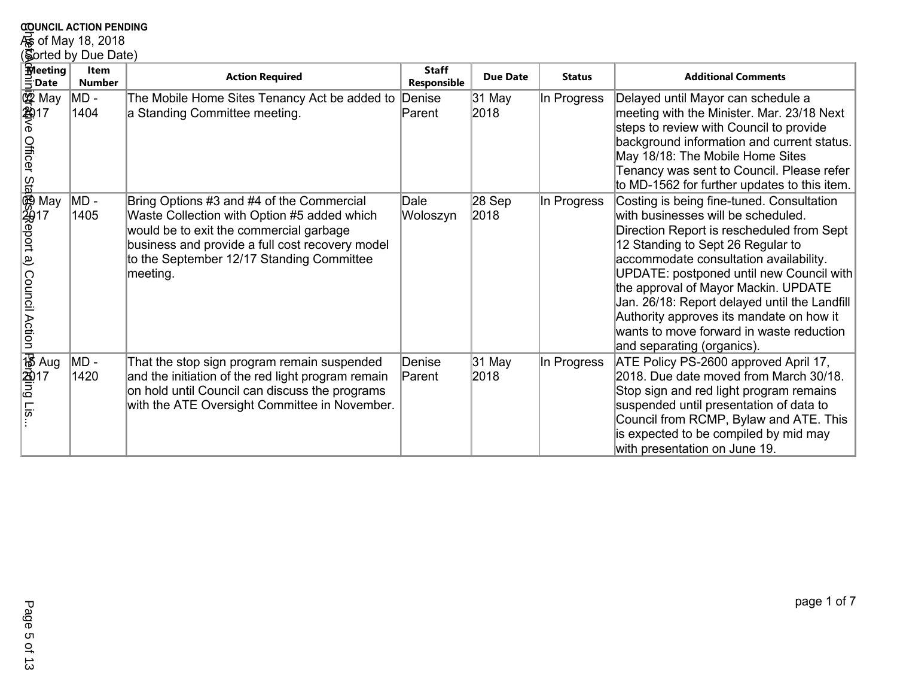**COUNCIL ACTION PENDING**
As of May 18, 2018
(Sorted by Due Date)

| Meeting Date | Item Number | Action Required | Staff Responsible | Due Date | Status | Additional Comments |
|---|---|---|---|---|---|---|
| 02 May 2017 | MD - 1404 | The Mobile Home Sites Tenancy Act be added to a Standing Committee meeting. | Denise Parent | 31 May 2018 | In Progress | Delayed until Mayor can schedule a meeting with the Minister. Mar. 23/18 Next steps to review with Council to provide background information and current status. May 18/18: The Mobile Home Sites Tenancy was sent to Council. Please refer to MD-1562 for further updates to this item. |
| 09 May 2017 | MD - 1405 | Bring Options #3 and #4 of the Commercial Waste Collection with Option #5 added which would be to exit the commercial garbage business and provide a full cost recovery model to the September 12/17 Standing Committee meeting. | Dale Woloszyn | 28 Sep 2018 | In Progress | Costing is being fine-tuned. Consultation with businesses will be scheduled. Direction Report is rescheduled from Sept 12 Standing to Sept 26 Regular to accommodate consultation availability. UPDATE: postponed until new Council with the approval of Mayor Mackin. UPDATE Jan. 26/18: Report delayed until the Landfill Authority approves its mandate on how it wants to move forward in waste reduction and separating (organics). |
| 15 Aug 2017 | MD - 1420 | That the stop sign program remain suspended and the initiation of the red light program remain on hold until Council can discuss the programs with the ATE Oversight Committee in November. | Denise Parent | 31 May 2018 | In Progress | ATE Policy PS-2600 approved April 17, 2018. Due date moved from March 30/18. Stop sign and red light program remains suspended until presentation of data to Council from RCMP, Bylaw and ATE. This is expected to be compiled by mid may with presentation on June 19. |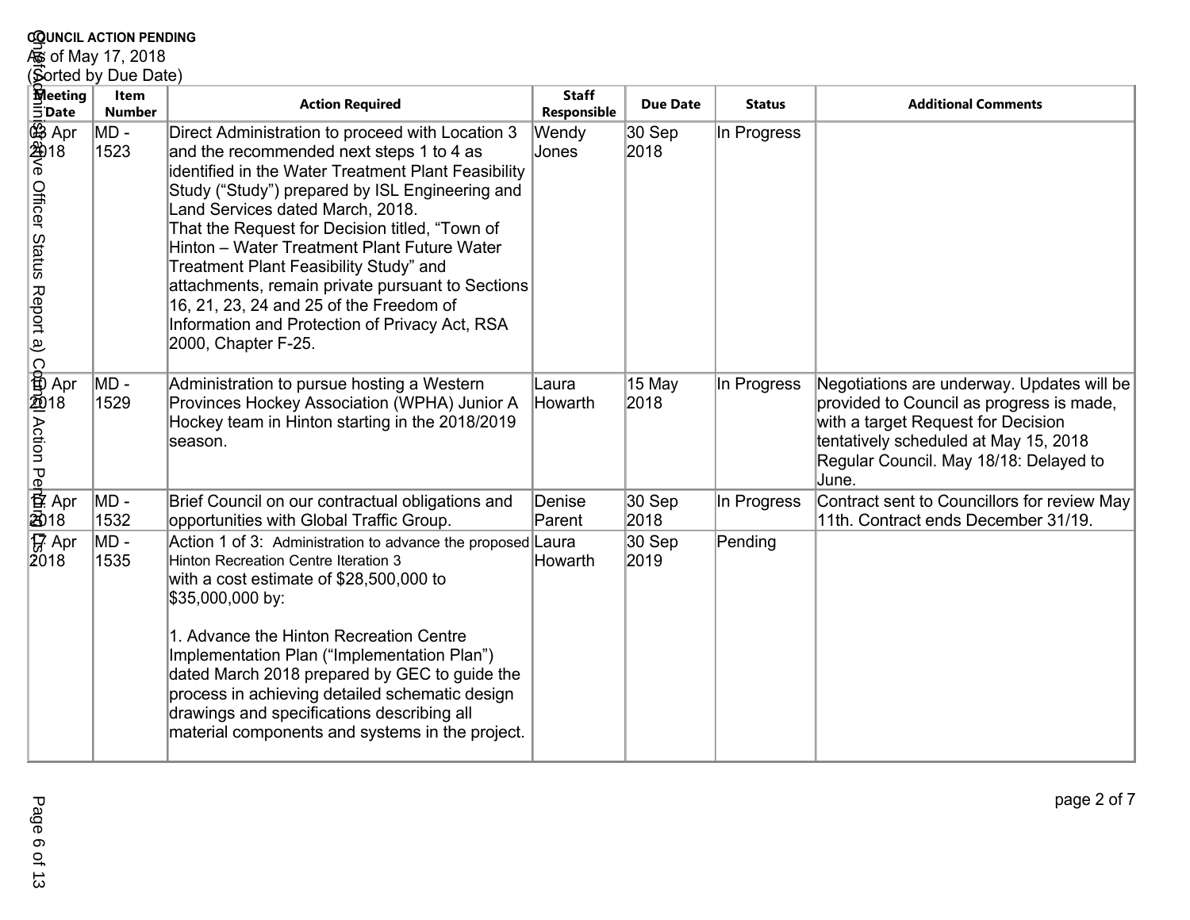**COUNCIL ACTION PENDING**
As of May 17, 2018
(Sorted by Due Date)

| Meeting Date | Item Number | Action Required | Staff Responsible | Due Date | Status | Additional Comments |
|---|---|---|---|---|---|---|
| 03 Apr 2018 | MD - 1523 | Direct Administration to proceed with Location 3 and the recommended next steps 1 to 4 as identified in the Water Treatment Plant Feasibility Study ("Study") prepared by ISL Engineering and Land Services dated March, 2018. That the Request for Decision titled, "Town of Hinton – Water Treatment Plant Future Water Treatment Plant Feasibility Study" and attachments, remain private pursuant to Sections 16, 21, 23, 24 and 25 of the Freedom of Information and Protection of Privacy Act, RSA 2000, Chapter F-25. | Wendy Jones | 30 Sep 2018 | In Progress | |
| 10 Apr 2018 | MD - 1529 | Administration to pursue hosting a Western Provinces Hockey Association (WPHA) Junior A Hockey team in Hinton starting in the 2018/2019 season. | Laura Howarth | 15 May 2018 | In Progress | Negotiations are underway. Updates will be provided to Council as progress is made, with a target Request for Decision tentatively scheduled at May 15, 2018 Regular Council. May 18/18: Delayed to June. |
| 17 Apr 2018 | MD - 1532 | Brief Council on our contractual obligations and opportunities with Global Traffic Group. | Denise Parent | 30 Sep 2018 | In Progress | Contract sent to Councillors for review May 11th. Contract ends December 31/19. |
| 17 Apr 2018 | MD - 1535 | Action 1 of 3: Administration to advance the proposed Hinton Recreation Centre Iteration 3 with a cost estimate of $28,500,000 to $35,000,000 by:<br><br>1. Advance the Hinton Recreation Centre Implementation Plan ("Implementation Plan") dated March 2018 prepared by GEC to guide the process in achieving detailed schematic design drawings and specifications describing all material components and systems in the project. | Laura Howarth | 30 Sep 2019 | Pending | |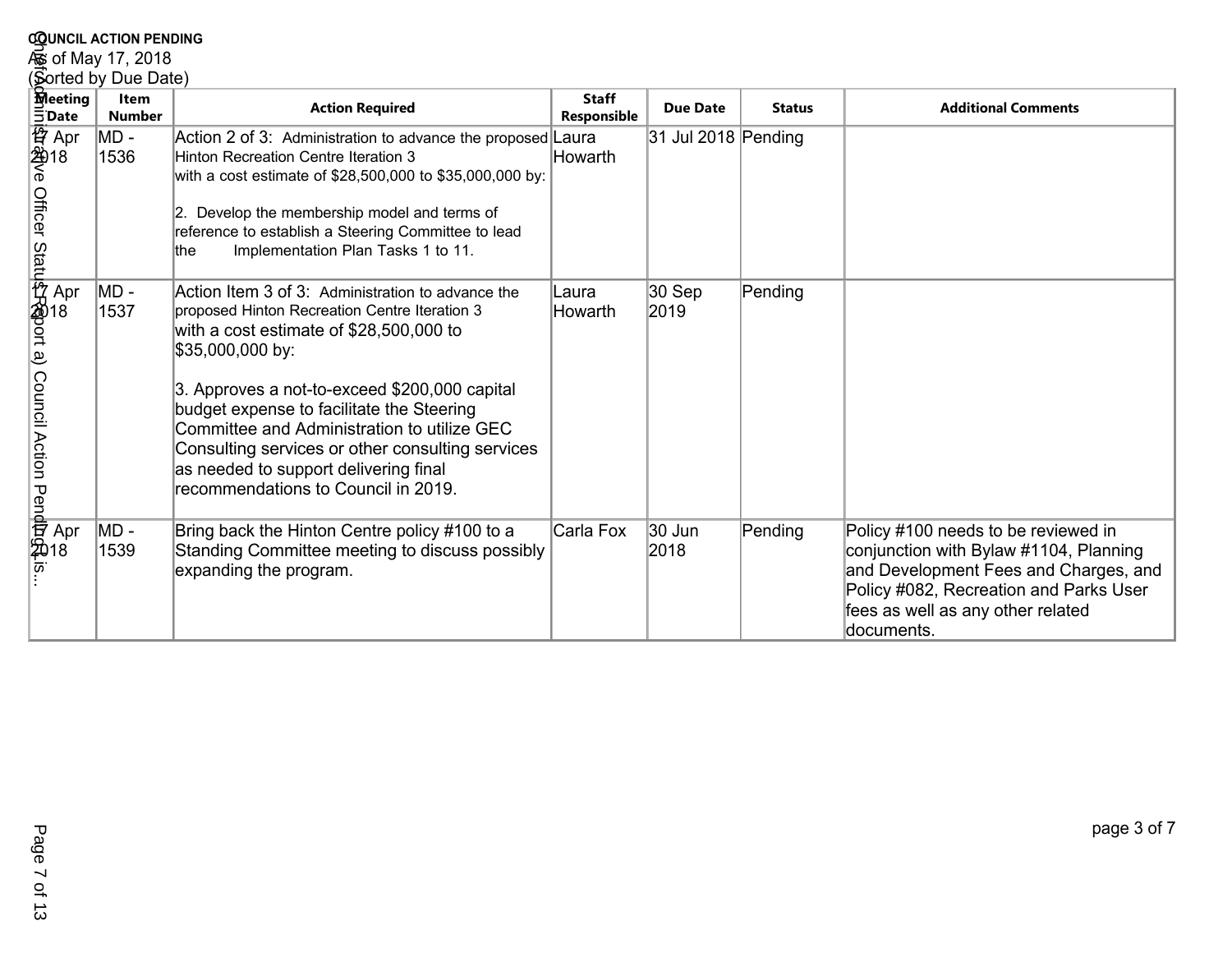**COUNCIL ACTION PENDING**

As of May 17, 2018

(Sorted by Due Date)

| Meeting Date | Item Number | Action Required | Staff Responsible | Due Date | Status | Additional Comments |
|---|---|---|---|---|---|---|
| 17 Apr 2018 | MD - 1536 | Action 2 of 3: Administration to advance the proposed Hinton Recreation Centre Iteration 3 with a cost estimate of $28,500,000 to $35,000,000 by:<br><br>2. Develop the membership model and terms of reference to establish a Steering Committee to lead the Implementation Plan Tasks 1 to 11. | Laura Howarth | 31 Jul 2018 | Pending | |
| 17 Apr 2018 | MD - 1537 | Action Item 3 of 3: Administration to advance the proposed Hinton Recreation Centre Iteration 3 with a cost estimate of $28,500,000 to $35,000,000 by:<br><br>3. Approves a not-to-exceed $200,000 capital budget expense to facilitate the Steering Committee and Administration to utilize GEC Consulting services or other consulting services as needed to support delivering final recommendations to Council in 2019. | Laura Howarth | 30 Sep 2019 | Pending | |
| 17 Apr 2018 | MD - 1539 | Bring back the Hinton Centre policy #100 to a Standing Committee meeting to discuss possibly expanding the program. | Carla Fox | 30 Jun 2018 | Pending | Policy #100 needs to be reviewed in conjunction with Bylaw #1104, Planning and Development Fees and Charges, and Policy #082, Recreation and Parks User fees as well as any other related documents. |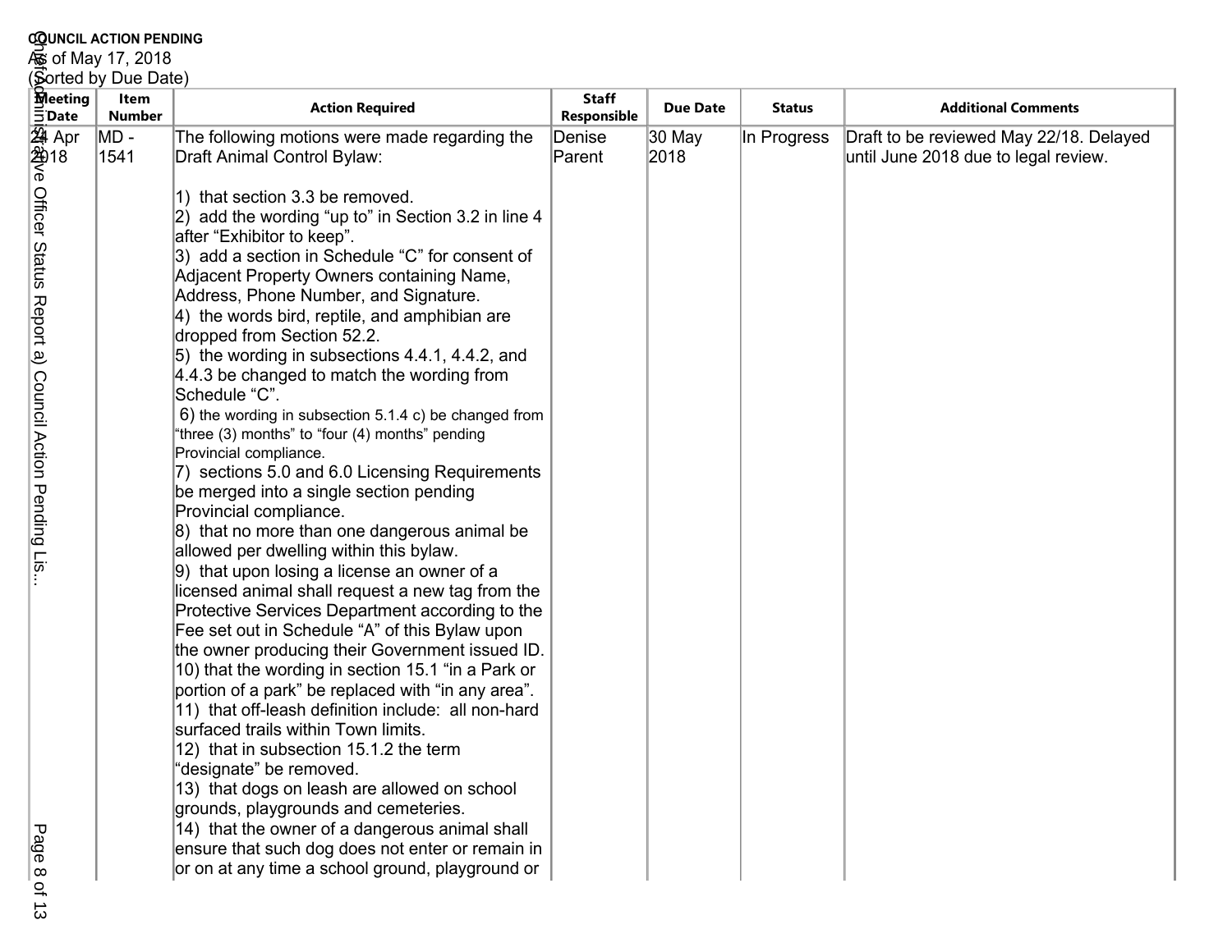**COUNCIL ACTION PENDING**
As of May 17, 2018
(Sorted by Due Date)

| Meeting Date | Item Number | Action Required | Staff Responsible | Due Date | Status | Additional Comments |
|---|---|---|---|---|---|---|
| 24 Apr 2018 | MD - 1541 | The following motions were made regarding the Draft Animal Control Bylaw:<br><br>1) that section 3.3 be removed.<br>2) add the wording "up to" in Section 3.2 in line 4 after "Exhibitor to keep".<br>3) add a section in Schedule "C" for consent of Adjacent Property Owners containing Name, Address, Phone Number, and Signature.<br>4) the words bird, reptile, and amphibian are dropped from Section 52.2.<br>5) the wording in subsections 4.4.1, 4.4.2, and 4.4.3 be changed to match the wording from Schedule "C".<br>6) the wording in subsection 5.1.4 c) be changed from "three (3) months" to "four (4) months" pending Provincial compliance.<br>7) sections 5.0 and 6.0 Licensing Requirements be merged into a single section pending Provincial compliance.<br>8) that no more than one dangerous animal be allowed per dwelling within this bylaw.<br>9) that upon losing a license an owner of a licensed animal shall request a new tag from the Protective Services Department according to the Fee set out in Schedule "A" of this Bylaw upon the owner producing their Government issued ID.<br>10) that the wording in section 15.1 "in a Park or portion of a park" be replaced with "in any area".<br>11) that off-leash definition include: all non-hard surfaced trails within Town limits.<br>12) that in subsection 15.1.2 the term "designate" be removed.<br>13) that dogs on leash are allowed on school grounds, playgrounds and cemeteries.<br>14) that the owner of a dangerous animal shall ensure that such dog does not enter or remain in or on at any time a school ground, playground or | Denise Parent | 30 May 2018 | In Progress | Draft to be reviewed May 22/18. Delayed until June 2018 due to legal review. |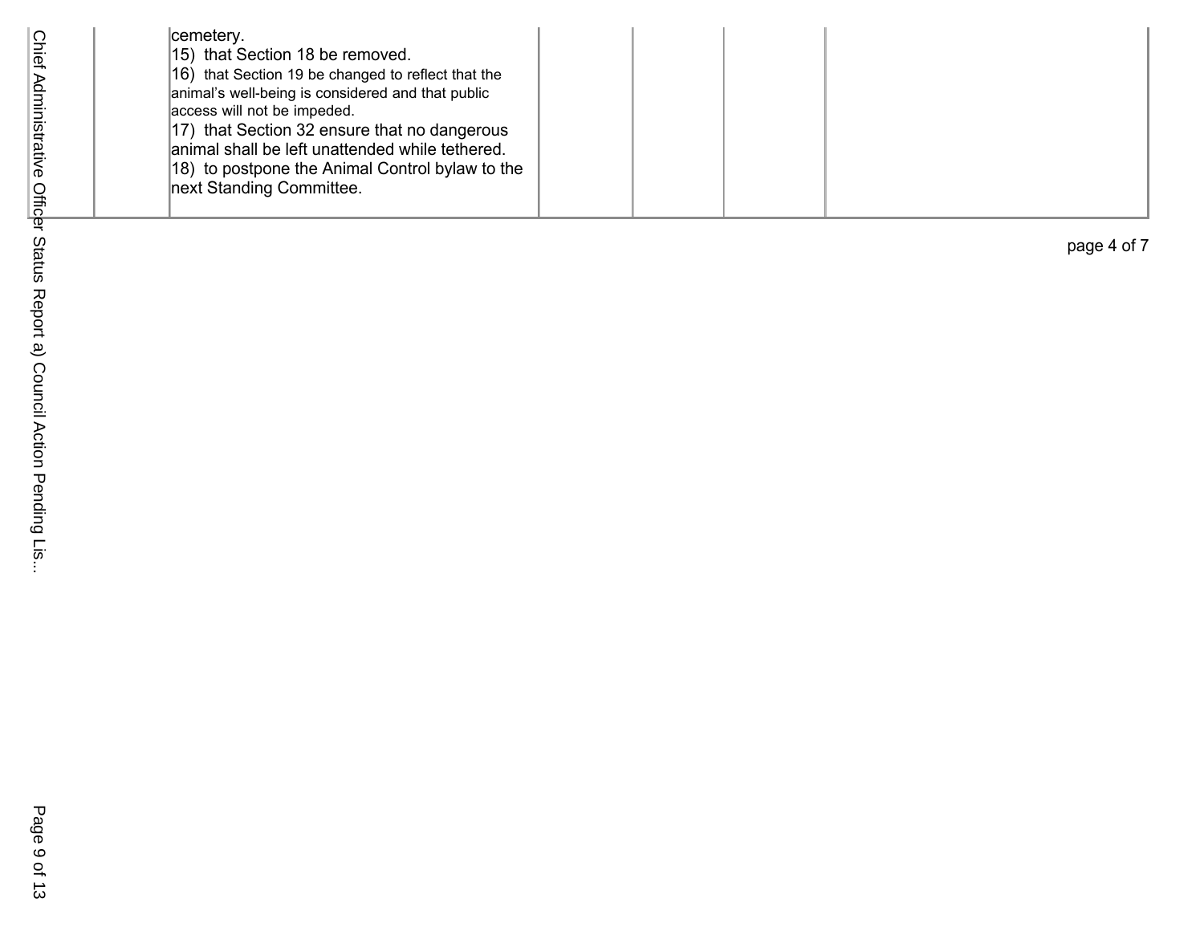| | | | | | | |
|---|---|---|---|---|---|---|
| | | cemetery.<br>15) that Section 18 be removed.<br>16) that Section 19 be changed to reflect that the animal's well-being is considered and that public access will not be impeded.<br>17) that Section 32 ensure that no dangerous animal shall be left unattended while tethered.<br>18) to postpone the Animal Control bylaw to the next Standing Committee. | | | | |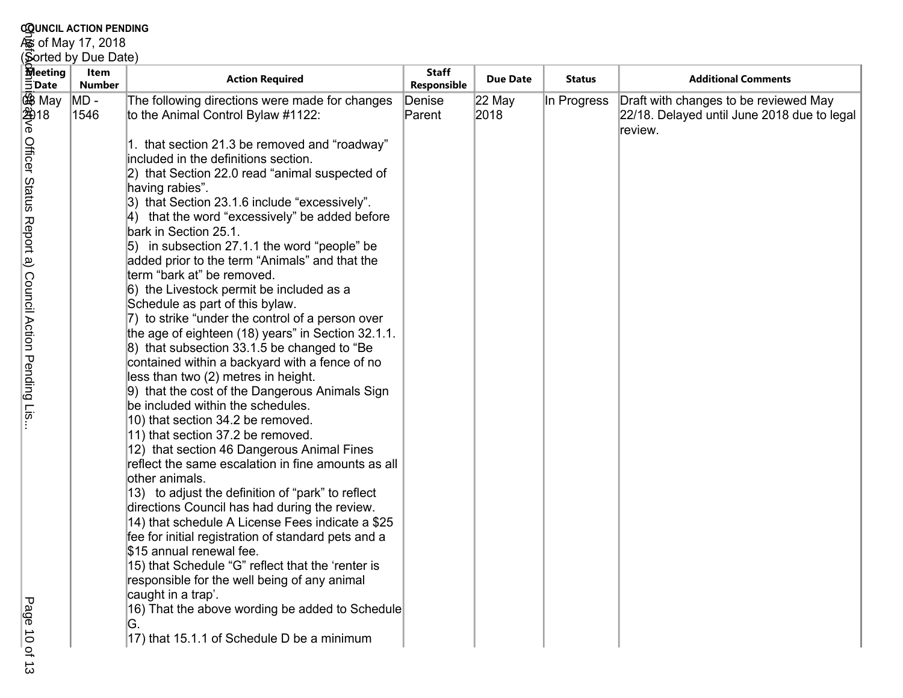**COUNCIL ACTION PENDING**
As of May 17, 2018
(Sorted by Due Date)

| Meeting Date | Item Number | Action Required | Staff Responsible | Due Date | Status | Additional Comments |
|---|---|---|---|---|---|---|
| 08 May 2018 | MD - 1546 | The following directions were made for changes to the Animal Control Bylaw #1122:<br><br>1. that section 21.3 be removed and "roadway" included in the definitions section.<br>2) that Section 22.0 read "animal suspected of having rabies".<br>3) that Section 23.1.6 include "excessively".<br>4) that the word "excessively" be added before bark in Section 25.1.<br>5) in subsection 27.1.1 the word "people" be added prior to the term "Animals" and that the term "bark at" be removed.<br>6) the Livestock permit be included as a Schedule as part of this bylaw.<br>7) to strike "under the control of a person over the age of eighteen (18) years" in Section 32.1.1.<br>8) that subsection 33.1.5 be changed to "Be contained within a backyard with a fence of no less than two (2) metres in height.<br>9) that the cost of the Dangerous Animals Sign be included within the schedules.<br>10) that section 34.2 be removed.<br>11) that section 37.2 be removed.<br>12) that section 46 Dangerous Animal Fines reflect the same escalation in fine amounts as all other animals.<br>13) to adjust the definition of "park" to reflect directions Council has had during the review.<br>14) that schedule A License Fees indicate a $25 fee for initial registration of standard pets and a $15 annual renewal fee.<br>15) that Schedule "G" reflect that the 'renter is responsible for the well being of any animal caught in a trap'.<br>16) That the above wording be added to Schedule G.<br>17) that 15.1.1 of Schedule D be a minimum | Denise Parent | 22 May 2018 | In Progress | Draft with changes to be reviewed May 22/18. Delayed until June 2018 due to legal review. |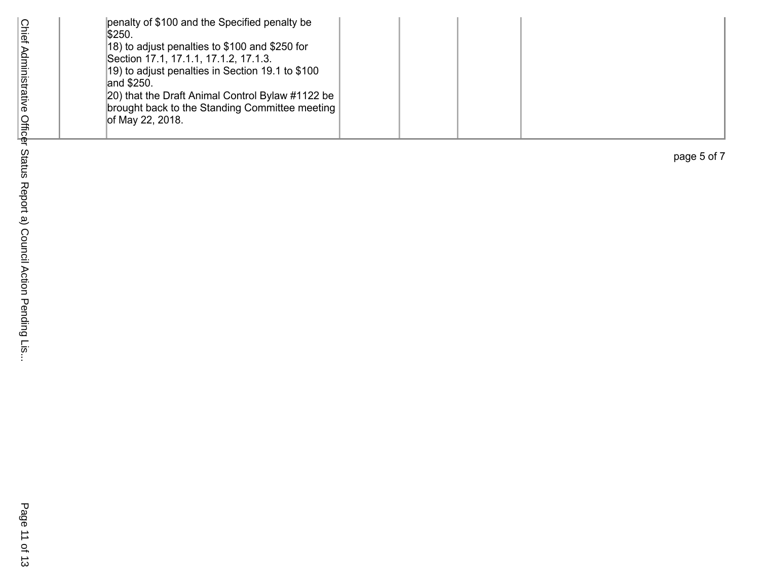|  |  |  |  |  |  |  |
|---|---|---|---|---|---|---|
|  |  | penalty of $100 and the Specified penalty be $250.<br>18) to adjust penalties to $100 and $250 for Section 17.1, 17.1.1, 17.1.2, 17.1.3.<br>19) to adjust penalties in Section 19.1 to $100 and $250.<br>20) that the Draft Animal Control Bylaw #1122 be brought back to the Standing Committee meeting of May 22, 2018. |  |  |  |  |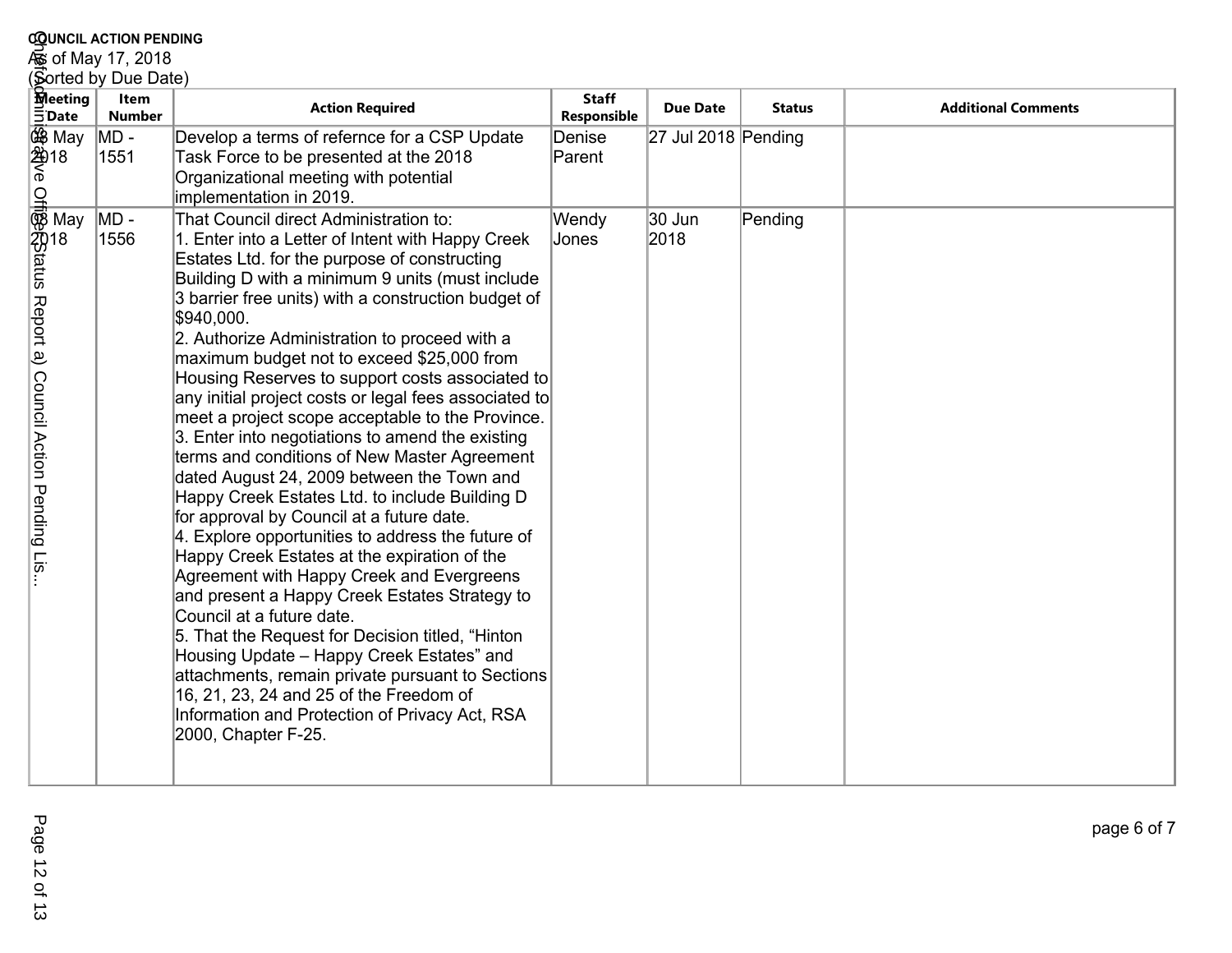**COUNCIL ACTION PENDING**

As of May 17, 2018

(Sorted by Due Date)

| Meeting Date | Item Number | Action Required | Staff Responsible | Due Date | Status | Additional Comments |
|---|---|---|---|---|---|---|
| 08 May 2018 | MD - 1551 | Develop a terms of refernce for a CSP Update Task Force to be presented at the 2018 Organizational meeting with potential implementation in 2019. | Denise Parent | 27 Jul 2018 | Pending | |
| 08 May 2018 | MD - 1556 | That Council direct Administration to:<br>1. Enter into a Letter of Intent with Happy Creek Estates Ltd. for the purpose of constructing Building D with a minimum 9 units (must include 3 barrier free units) with a construction budget of $940,000.<br>2. Authorize Administration to proceed with a maximum budget not to exceed $25,000 from Housing Reserves to support costs associated to any initial project costs or legal fees associated to meet a project scope acceptable to the Province.<br>3. Enter into negotiations to amend the existing terms and conditions of New Master Agreement dated August 24, 2009 between the Town and Happy Creek Estates Ltd. to include Building D for approval by Council at a future date.<br>4. Explore opportunities to address the future of Happy Creek Estates at the expiration of the Agreement with Happy Creek and Evergreens and present a Happy Creek Estates Strategy to Council at a future date.<br>5. That the Request for Decision titled, “Hinton Housing Update – Happy Creek Estates” and attachments, remain private pursuant to Sections 16, 21, 23, 24 and 25 of the Freedom of Information and Protection of Privacy Act, RSA 2000, Chapter F-25. | Wendy Jones | 30 Jun 2018 | Pending | |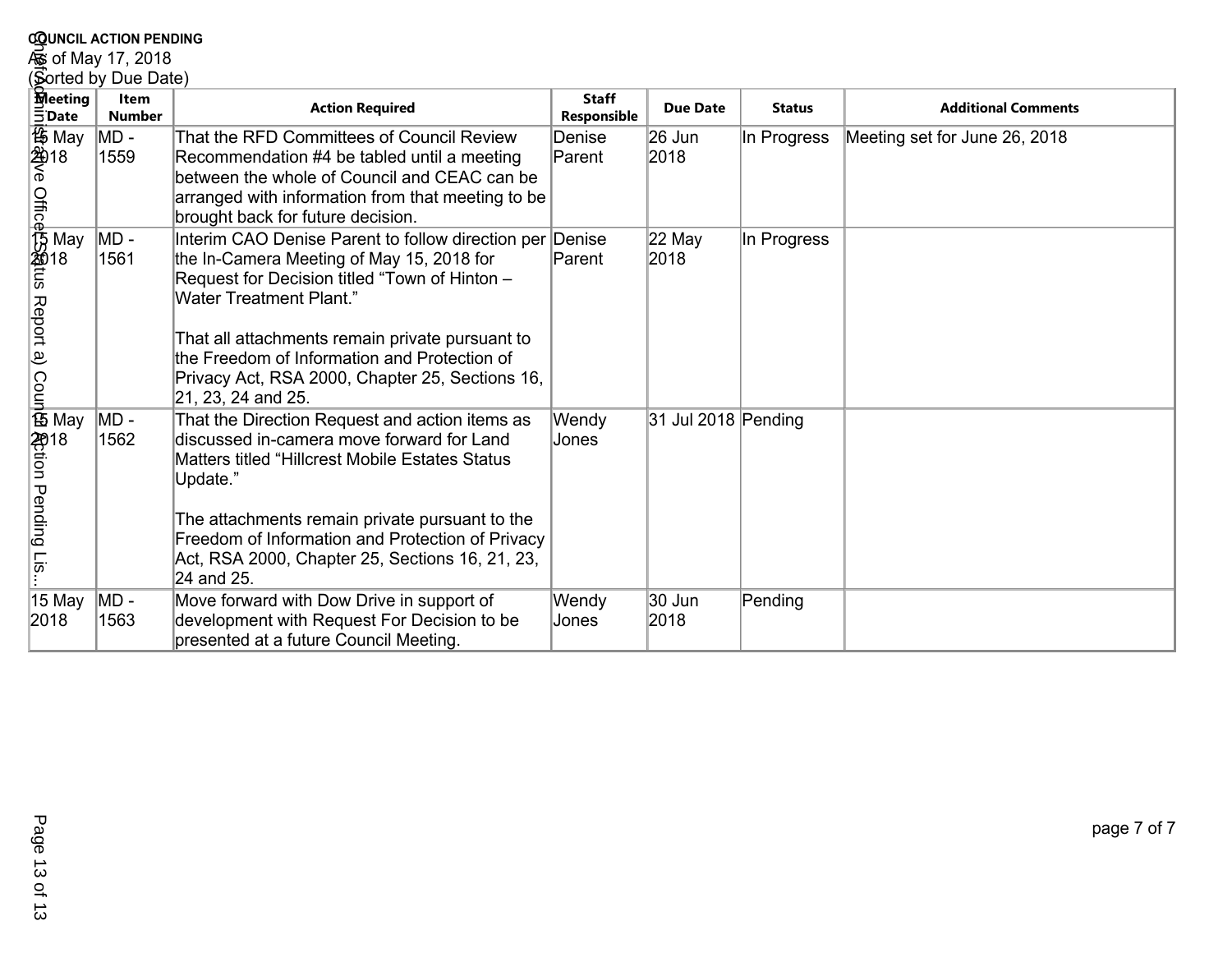**COUNCIL ACTION PENDING**
As of May 17, 2018
(Sorted by Due Date)

| Meeting Date | Item Number | Action Required | Staff Responsible | Due Date | Status | Additional Comments |
|---|---|---|---|---|---|---|
| 15 May 2018 | MD - 1559 | That the RFD Committees of Council Review Recommendation #4 be tabled until a meeting between the whole of Council and CEAC can be arranged with information from that meeting to be brought back for future decision. | Denise Parent | 26 Jun 2018 | In Progress | Meeting set for June 26, 2018 |
| 15 May 2018 | MD - 1561 | Interim CAO Denise Parent to follow direction per the In-Camera Meeting of May 15, 2018 for Request for Decision titled "Town of Hinton – Water Treatment Plant."<br><br>That all attachments remain private pursuant to the Freedom of Information and Protection of Privacy Act, RSA 2000, Chapter 25, Sections 16, 21, 23, 24 and 25. | Denise Parent | 22 May 2018 | In Progress | |
| 15 May 2018 | MD - 1562 | That the Direction Request and action items as discussed in-camera move forward for Land Matters titled "Hillcrest Mobile Estates Status Update."<br><br>The attachments remain private pursuant to the Freedom of Information and Protection of Privacy Act, RSA 2000, Chapter 25, Sections 16, 21, 23, 24 and 25. | Wendy Jones | 31 Jul 2018 | Pending | |
| 15 May 2018 | MD - 1563 | Move forward with Dow Drive in support of development with Request For Decision to be presented at a future Council Meeting. | Wendy Jones | 30 Jun 2018 | Pending | |